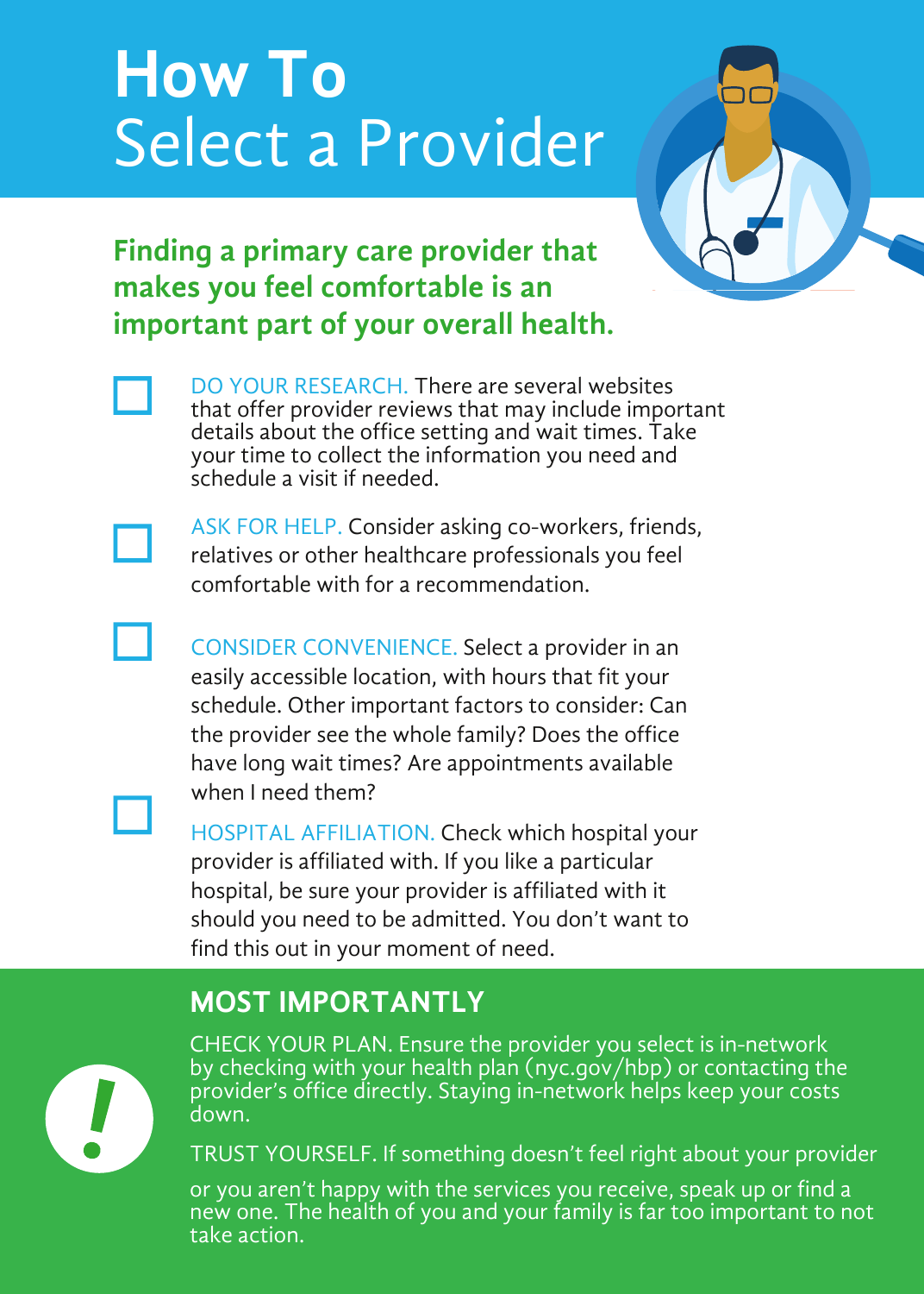# How To Select a Provider

**Finding a primary care provider that makes you feel comfortable is an important part of your overall health.**

- ☐ DO YOUR RESEARCH. There are several websites that offer provider reviews that may include important details about the office setting and wait times. Take your time to collect the information you need and schedule a visit if needed.
- ☐ ASK FOR HELP. Consider asking co-workers, friends, relatives or other healthcare professionals you feel comfortable with for a recommendation.
- ☐ CONSIDER CONVENIENCE. Select a provider in an easily accessible location, with hours that fit your schedule. Other important factors to consider: Can the provider see the whole family? Does the office have long wait times? Are appointments available when I need them?
- ☐ HOSPITAL AFFILIATION. Check which hospital your provider is affiliated with. If you like a particular hospital, be sure your provider is affiliated with it should you need to be admitted. You don't want to find this out in your moment of need.

## MOST IMPORTANTLY

CHECK YOUR PLAN. Ensure the provider you select is in-network by checking with your health plan (nyc.gov/hbp) or contacting the provider's office directly. Staying in-network helps keep your costs down.

TRUST YOURSELF. If something doesn't feel right about your provider or you aren't happy with the services you receive, speak up or find a new one. The health of you and your family is far too important to not take action.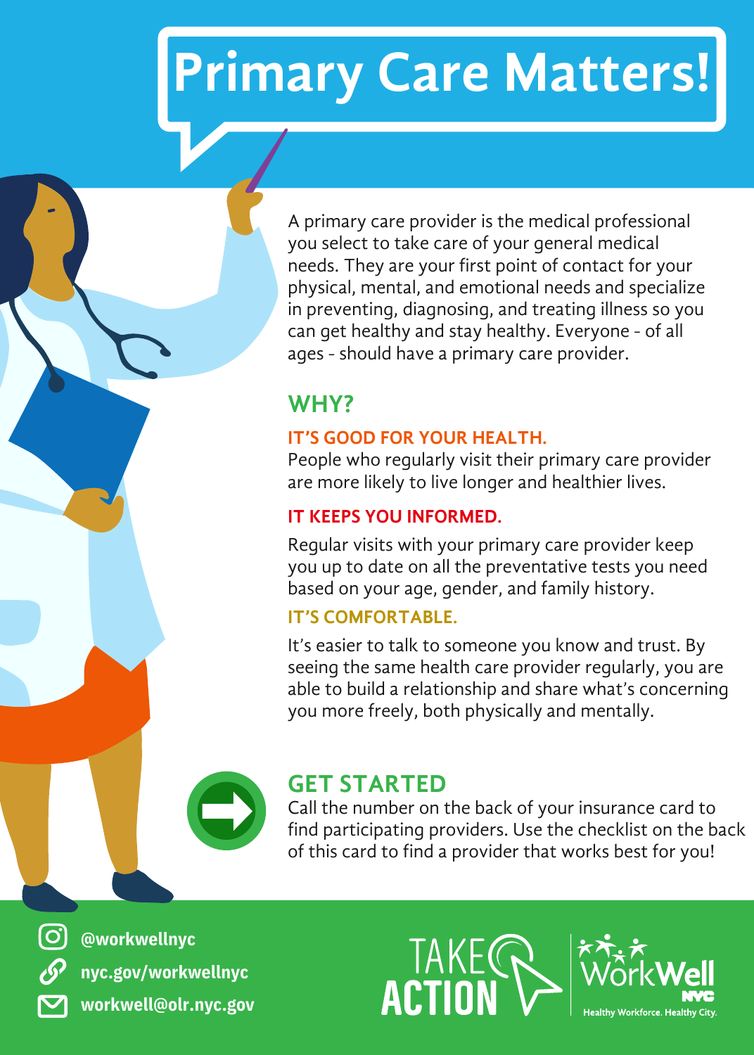# Primary Care Matters!

A primary care provider is the medical professional you select to take care of your general medical needs. They are your first point of contact for your physical, mental, and emotional needs and specialize in preventing, diagnosing, and treating illness so you can get healthy and stay healthy. Everyone - of all ages - should have a primary care provider.

## WHY?

### IT'S GOOD FOR YOUR HEALTH.

People who regularly visit their primary care provider are more likely to live longer and healthier lives.

### IT KEEPS YOU INFORMED.

Regular visits with your primary care provider keep you up to date on all the preventative tests you need based on your age, gender, and family history.

### IT'S COMFORTABLE.

It's easier to talk to someone you know and trust. By seeing the same health care provider regularly, you are able to build a relationship and share what's concerning you more freely, both physically and mentally.

## GET STARTED

Call the number on the back of your insurance card to find participating providers. Use the checklist on the back of this card to find a provider that works best for you!

@workwellnyc

nyc.gov/workwellnyc

workwell@olr.nyc.gov

TAKE ACTION

WorkWell NYC

Healthy Workforce. Healthy City.